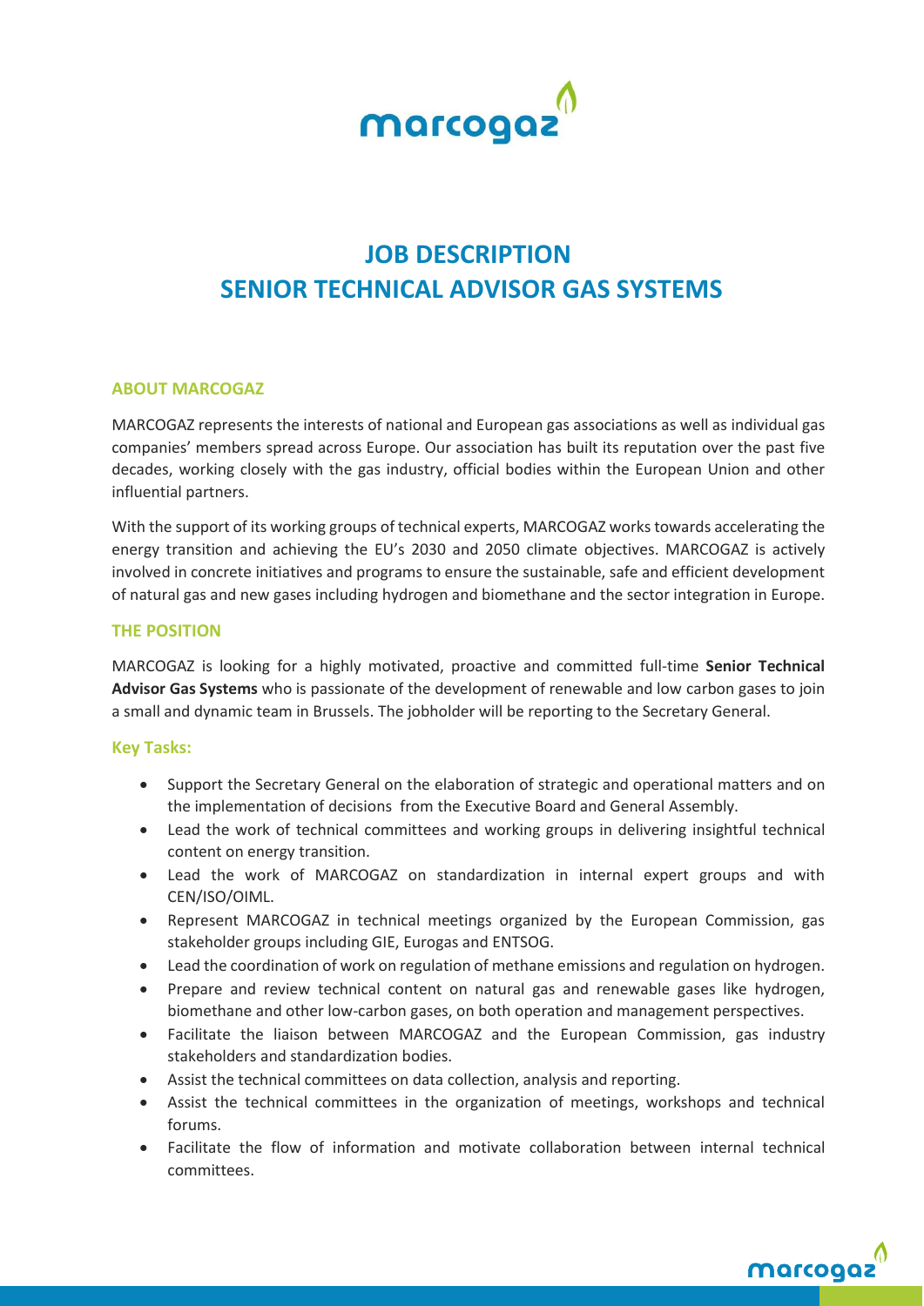# JOB DESCRIPTION
# SENIOR TECHNICAL ADVISOR GAS SYSTEMS

## ABOUT MARCOGAZ

MARCOGAZ represents the interests of national and European gas associations as well as individual gas companies' members spread across Europe. Our association has built its reputation over the past five decades, working closely with the gas industry, official bodies within the European Union and other influential partners.

With the support of its working groups of technical experts, MARCOGAZ works towards accelerating the energy transition and achieving the EU's 2030 and 2050 climate objectives. MARCOGAZ is actively involved in concrete initiatives and programs to ensure the sustainable, safe and efficient development of natural gas and new gases including hydrogen and biomethane and the sector integration in Europe.

## THE POSITION

MARCOGAZ is looking for a highly motivated, proactive and committed full-time **Senior Technical Advisor Gas Systems** who is passionate of the development of renewable and low carbon gases to join a small and dynamic team in Brussels. The jobholder will be reporting to the Secretary General.

### Key Tasks:

- Support the Secretary General on the elaboration of strategic and operational matters and on the implementation of decisions from the Executive Board and General Assembly.
- Lead the work of technical committees and working groups in delivering insightful technical content on energy transition.
- Lead the work of MARCOGAZ on standardization in internal expert groups and with CEN/ISO/OIML.
- Represent MARCOGAZ in technical meetings organized by the European Commission, gas stakeholder groups including GIE, Eurogas and ENTSOG.
- Lead the coordination of work on regulation of methane emissions and regulation on hydrogen.
- Prepare and review technical content on natural gas and renewable gases like hydrogen, biomethane and other low-carbon gases, on both operation and management perspectives.
- Facilitate the liaison between MARCOGAZ and the European Commission, gas industry stakeholders and standardization bodies.
- Assist the technical committees on data collection, analysis and reporting.
- Assist the technical committees in the organization of meetings, workshops and technical forums.
- Facilitate the flow of information and motivate collaboration between internal technical committees.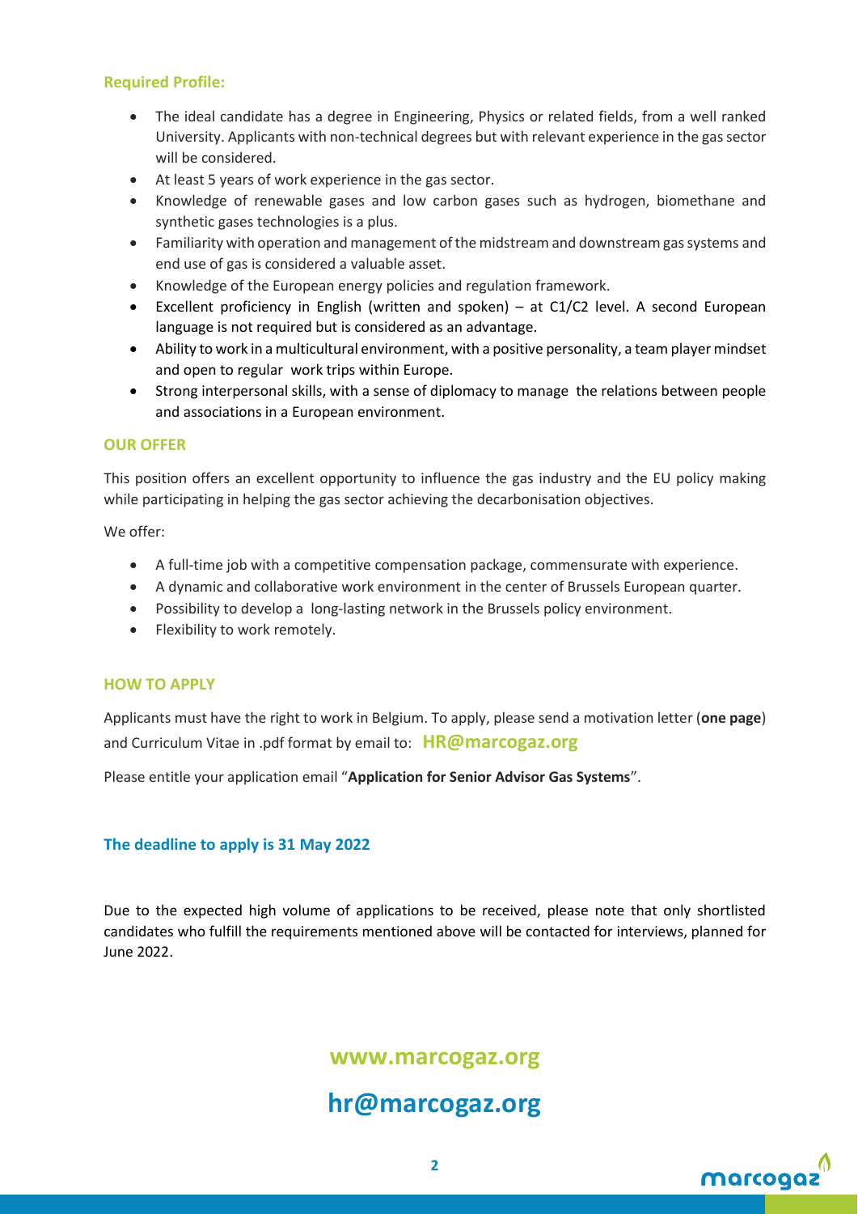### Required Profile:

- The ideal candidate has a degree in Engineering, Physics or related fields, from a well ranked University. Applicants with non-technical degrees but with relevant experience in the gas sector will be considered.
- At least 5 years of work experience in the gas sector.
- Knowledge of renewable gases and low carbon gases such as hydrogen, biomethane and synthetic gases technologies is a plus.
- Familiarity with operation and management of the midstream and downstream gas systems and end use of gas is considered a valuable asset.
- Knowledge of the European energy policies and regulation framework.
- Excellent proficiency in English (written and spoken) – at C1/C2 level. A second European language is not required but is considered as an advantage.
- Ability to work in a multicultural environment, with a positive personality, a team player mindset and open to regular work trips within Europe.
- Strong interpersonal skills, with a sense of diplomacy to manage the relations between people and associations in a European environment.

### OUR OFFER

This position offers an excellent opportunity to influence the gas industry and the EU policy making while participating in helping the gas sector achieving the decarbonisation objectives.

We offer:

- A full-time job with a competitive compensation package, commensurate with experience.
- A dynamic and collaborative work environment in the center of Brussels European quarter.
- Possibility to develop a long-lasting network in the Brussels policy environment.
- Flexibility to work remotely.

### HOW TO APPLY

Applicants must have the right to work in Belgium. To apply, please send a motivation letter (**one page**) and Curriculum Vitae in .pdf format by email to: **HR@marcogaz.org**

Please entitle your application email "**Application for Senior Advisor Gas Systems**".

### The deadline to apply is 31 May 2022

Due to the expected high volume of applications to be received, please note that only shortlisted candidates who fulfill the requirements mentioned above will be contacted for interviews, planned for June 2022.

**www.marcogaz.org**

**hr@marcogaz.org**